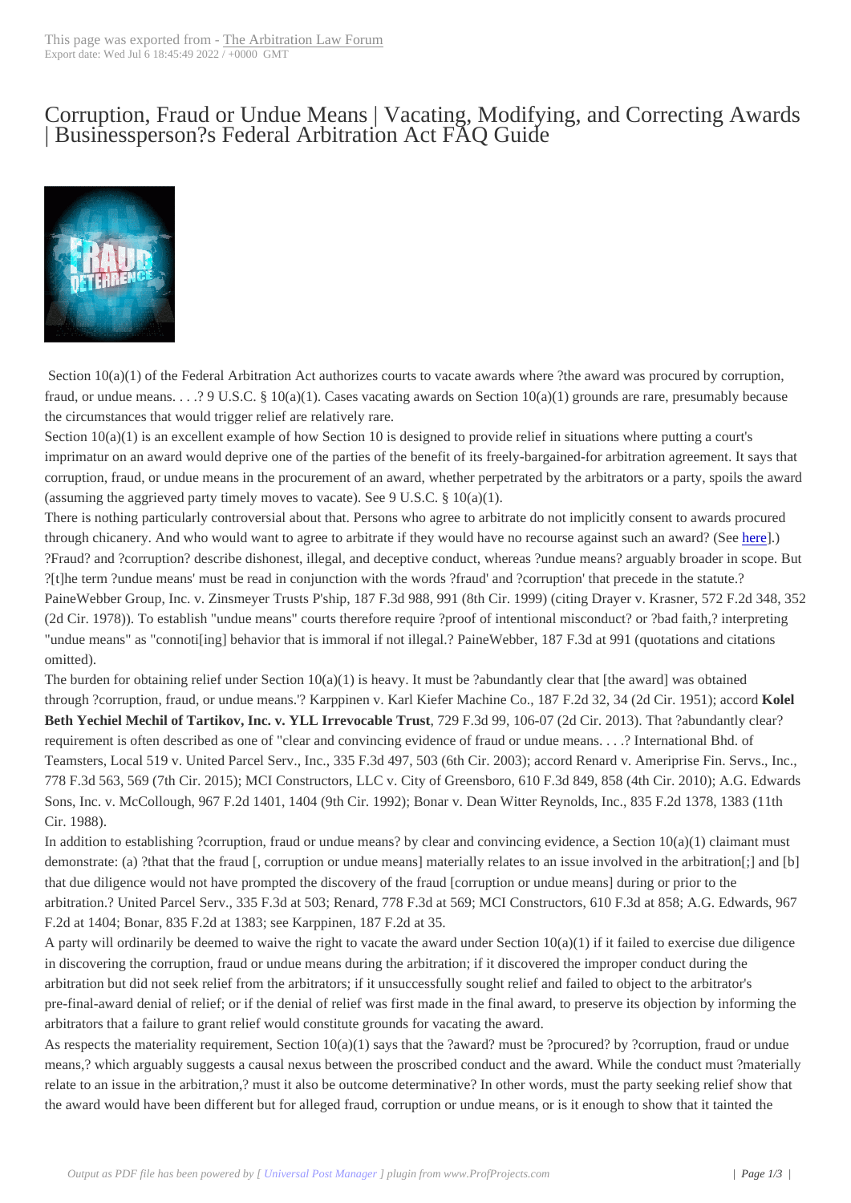# Corruption, Fraud or Undue Means | Vacating, Modifying, and Correcting Awards | Businessperson?s Federal Arbitration Act FAQ Guide

Section 10(a)(1) of the Federal Arbitration Act authorizes courts to vacate awards where ?the award was procured by corruption, fraud, or undue means. . . .? 9 U.S.C. § 10(a)(1). Cases vacating awards on Section 10(a)(1) grounds are rare, presumably because the circumstances that would trigger relief are relatively rare.

Section 10(a)(1) is an excellent example of how Section 10 is designed to provide relief in situations where putting a court's imprimatur on an award would deprive one of the parties of the benefit of its freely-bargained-for arbitration agreement. It says that corruption, fraud, or undue means in the procurement of an award, whether perpetrated by the arbitrators or a party, spoils the award (assuming the aggrieved party timely moves to vacate). See 9 U.S.C. § 10(a)(1).

There is nothing particularly controversial about that. Persons who agree to arbitrate do not implicitly consent to awards procured through chicanery. And who would want to agree to arbitrate if they would have no recourse against such an award? (See here].) ?Fraud? and ?corruption? describe dishonest, illegal, and deceptive conduct, whereas ?undue means? arguably broader in scope. But ?[t]he term ?undue means' must be read in conjunction with the words ?fraud' and ?corruption' that precede in the statute.? PaineWebber Group, Inc. v. Zinsmeyer Trusts P'ship, 187 F.3d 988, 991 (8th Cir. 1999) (citing Drayer v. Krasner, 572 F.2d 348, 352 (2d Cir. 1978)). To establish "undue means" courts therefore require ?proof of intentional misconduct? or ?bad faith,? interpreting "undue means" as "connoti[ing] behavior that is immoral if not illegal.? PaineWebber, 187 F.3d at 991 (quotations and citations omitted).

The burden for obtaining relief under Section 10(a)(1) is heavy. It must be ?abundantly clear that [the award] was obtained through ?corruption, fraud, or undue means.'? Karppinen v. Karl Kiefer Machine Co., 187 F.2d 32, 34 (2d Cir. 1951); accord **Kolel Beth Yechiel Mechil of Tartikov, Inc. v. YLL Irrevocable Trust**, 729 F.3d 99, 106-07 (2d Cir. 2013). That ?abundantly clear? requirement is often described as one of "clear and convincing evidence of fraud or undue means. . . .? International Bhd. of Teamsters, Local 519 v. United Parcel Serv., Inc., 335 F.3d 497, 503 (6th Cir. 2003); accord Renard v. Ameriprise Fin. Servs., Inc., 778 F.3d 563, 569 (7th Cir. 2015); MCI Constructors, LLC v. City of Greensboro, 610 F.3d 849, 858 (4th Cir. 2010); A.G. Edwards Sons, Inc. v. McCollough, 967 F.2d 1401, 1404 (9th Cir. 1992); Bonar v. Dean Witter Reynolds, Inc., 835 F.2d 1378, 1383 (11th Cir. 1988).

In addition to establishing ?corruption, fraud or undue means? by clear and convincing evidence, a Section 10(a)(1) claimant must demonstrate: (a) ?that that the fraud [, corruption or undue means] materially relates to an issue involved in the arbitration[;] and [b] that due diligence would not have prompted the discovery of the fraud [corruption or undue means] during or prior to the arbitration.? United Parcel Serv., 335 F.3d at 503; Renard, 778 F.3d at 569; MCI Constructors, 610 F.3d at 858; A.G. Edwards, 967 F.2d at 1404; Bonar, 835 F.2d at 1383; see Karppinen, 187 F.2d at 35.

A party will ordinarily be deemed to waive the right to vacate the award under Section 10(a)(1) if it failed to exercise due diligence in discovering the corruption, fraud or undue means during the arbitration; if it discovered the improper conduct during the arbitration but did not seek relief from the arbitrators; if it unsuccessfully sought relief and failed to object to the arbitrator's pre-final-award denial of relief; or if the denial of relief was first made in the final award, to preserve its objection by informing the arbitrators that a failure to grant relief would constitute grounds for vacating the award.

As respects the materiality requirement, Section 10(a)(1) says that the ?award? must be ?procured? by ?corruption, fraud or undue means,? which arguably suggests a causal nexus between the proscribed conduct and the award. While the conduct must ?materially relate to an issue in the arbitration,? must it also be outcome determinative? In other words, must the party seeking relief show that the award would have been different but for alleged fraud, corruption or undue means, or is it enough to show that it tainted the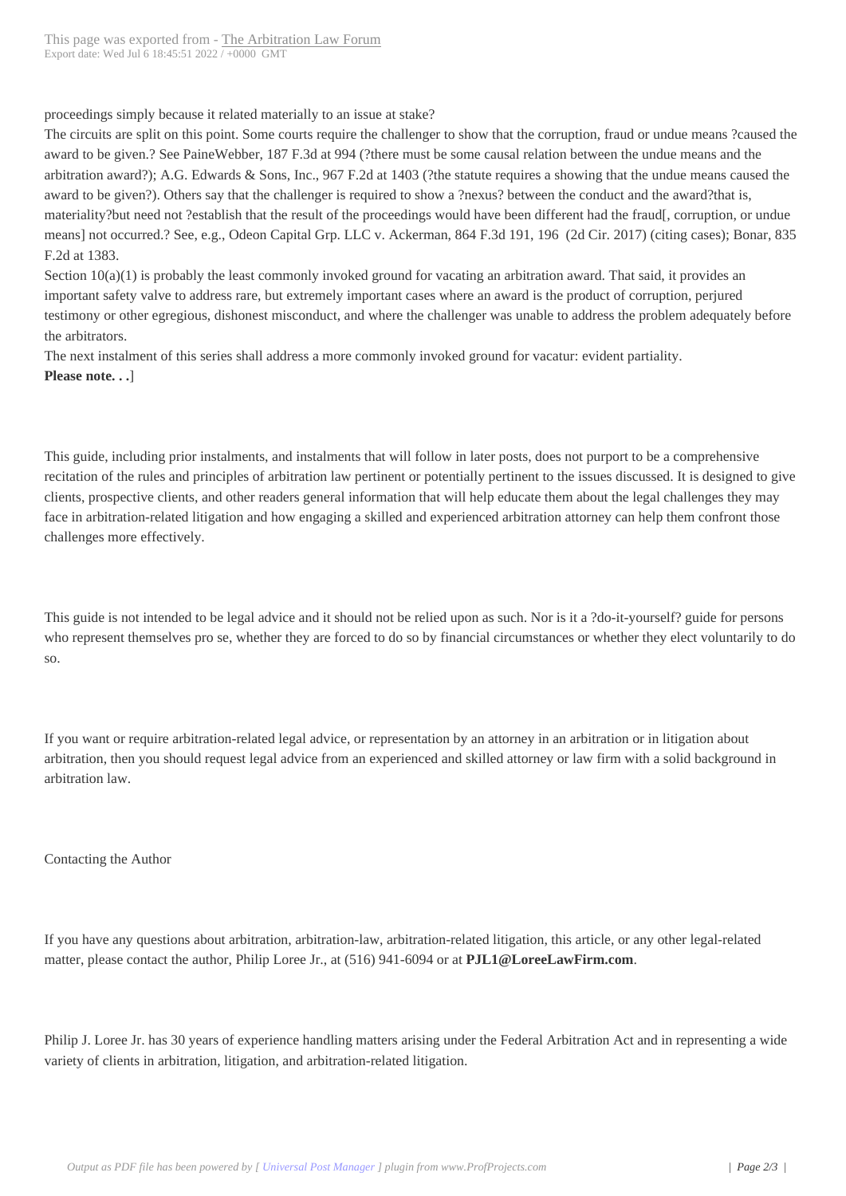proceedings simply because it related materially to an issue at stake?

The circuits are split on this point. Some courts require the challenger to show that the corruption, fraud or undue means ?caused the award to be given.? See PaineWebber, 187 F.3d at 994 (?there must be some causal relation between the undue means and the arbitration award?); A.G. Edwards & Sons, Inc., 967 F.2d at 1403 (?the statute requires a showing that the undue means caused the award to be given?). Others say that the challenger is required to show a ?nexus? between the conduct and the award?that is, materiality?but need not ?establish that the result of the proceedings would have been different had the fraud[, corruption, or undue means] not occurred.? See, e.g., Odeon Capital Grp. LLC v. Ackerman, 864 F.3d 191, 196 (2d Cir. 2017) (citing cases); Bonar, 835 F.2d at 1383.

Section 10(a)(1) is probably the least commonly invoked ground for vacating an arbitration award. That said, it provides an important safety valve to address rare, but extremely important cases where an award is the product of corruption, perjured testimony or other egregious, dishonest misconduct, and where the challenger was unable to address the problem adequately before the arbitrators.

The next instalment of this series shall address a more commonly invoked ground for vacatur: evident partiality.

**Please note. . .**]

This guide, including prior instalments, and instalments that will follow in later posts, does not purport to be a comprehensive recitation of the rules and principles of arbitration law pertinent or potentially pertinent to the issues discussed. It is designed to give clients, prospective clients, and other readers general information that will help educate them about the legal challenges they may face in arbitration-related litigation and how engaging a skilled and experienced arbitration attorney can help them confront those challenges more effectively.

This guide is not intended to be legal advice and it should not be relied upon as such. Nor is it a ?do-it-yourself? guide for persons who represent themselves pro se, whether they are forced to do so by financial circumstances or whether they elect voluntarily to do so.

If you want or require arbitration-related legal advice, or representation by an attorney in an arbitration or in litigation about arbitration, then you should request legal advice from an experienced and skilled attorney or law firm with a solid background in arbitration law.

Contacting the Author

If you have any questions about arbitration, arbitration-law, arbitration-related litigation, this article, or any other legal-related matter, please contact the author, Philip Loree Jr., at (516) 941-6094 or at **PJL1@LoreeLawFirm.com**.

Philip J. Loree Jr. has 30 years of experience handling matters arising under the Federal Arbitration Act and in representing a wide variety of clients in arbitration, litigation, and arbitration-related litigation.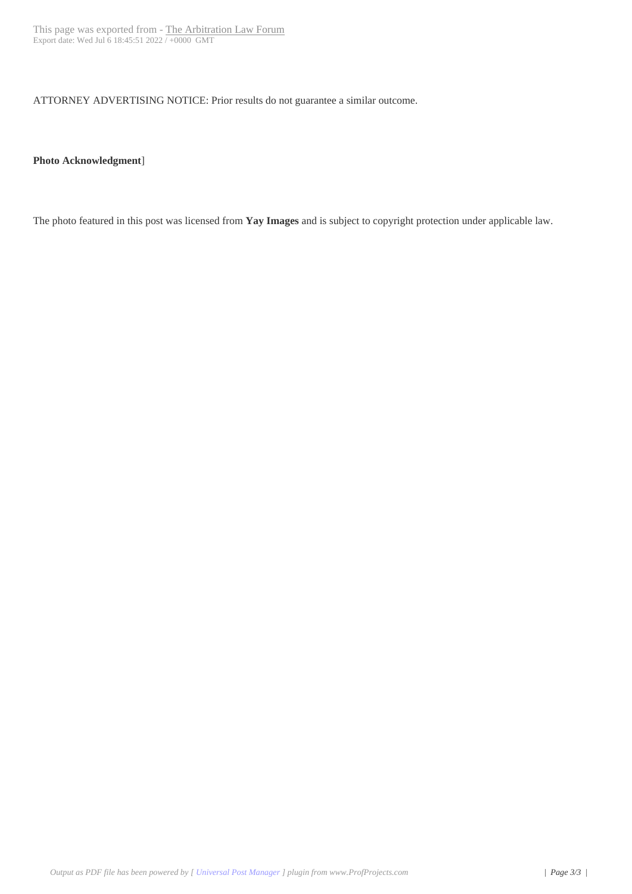ATTORNEY ADVERTISING NOTICE: Prior results do not guarantee a similar outcome.

**Photo Acknowledgment**]

The photo featured in this post was licensed from **Yay Images** and is subject to copyright protection under applicable law.